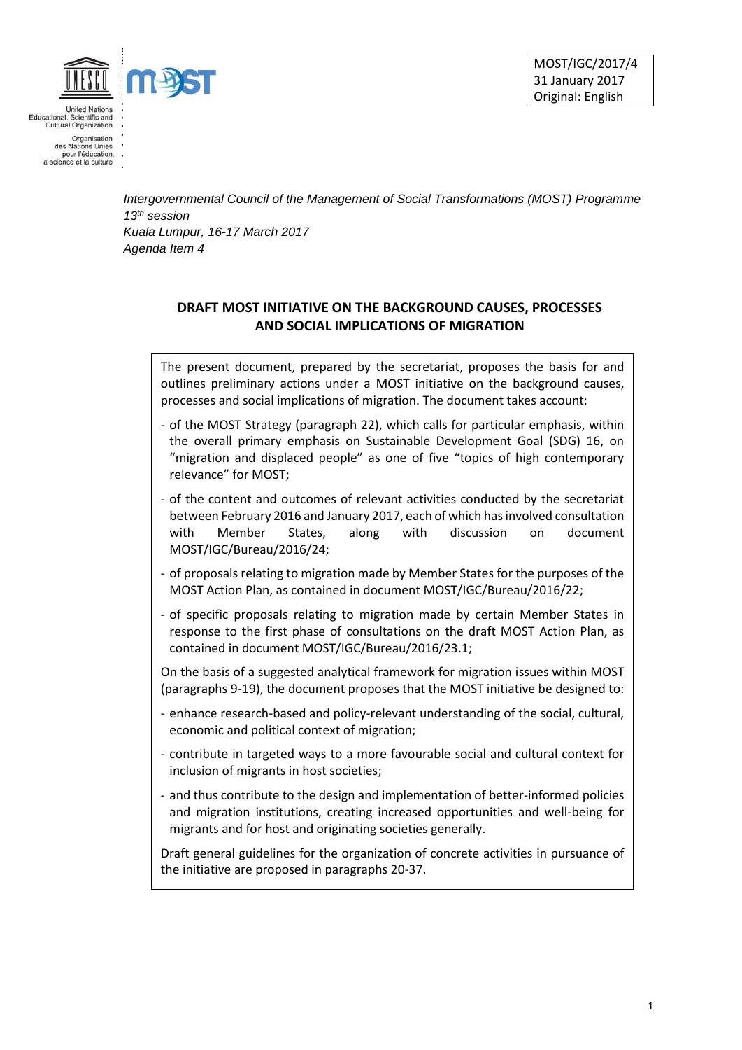MOST/IGC/2017/4
31 January 2017
Original: English

*Intergovernmental Council of the Management of Social Transformations (MOST) Programme*
*13th session*
*Kuala Lumpur, 16-17 March 2017*
*Agenda Item 4*

## DRAFT MOST INITIATIVE ON THE BACKGROUND CAUSES, PROCESSES AND SOCIAL IMPLICATIONS OF MIGRATION

The present document, prepared by the secretariat, proposes the basis for and outlines preliminary actions under a MOST initiative on the background causes, processes and social implications of migration. The document takes account:

- of the MOST Strategy (paragraph 22), which calls for particular emphasis, within the overall primary emphasis on Sustainable Development Goal (SDG) 16, on "migration and displaced people" as one of five "topics of high contemporary relevance" for MOST;
- of the content and outcomes of relevant activities conducted by the secretariat between February 2016 and January 2017, each of which has involved consultation with Member States, along with discussion on document MOST/IGC/Bureau/2016/24;
- of proposals relating to migration made by Member States for the purposes of the MOST Action Plan, as contained in document MOST/IGC/Bureau/2016/22;
- of specific proposals relating to migration made by certain Member States in response to the first phase of consultations on the draft MOST Action Plan, as contained in document MOST/IGC/Bureau/2016/23.1;

On the basis of a suggested analytical framework for migration issues within MOST (paragraphs 9-19), the document proposes that the MOST initiative be designed to:

- enhance research-based and policy-relevant understanding of the social, cultural, economic and political context of migration;
- contribute in targeted ways to a more favourable social and cultural context for inclusion of migrants in host societies;
- and thus contribute to the design and implementation of better-informed policies and migration institutions, creating increased opportunities and well-being for migrants and for host and originating societies generally.

Draft general guidelines for the organization of concrete activities in pursuance of the initiative are proposed in paragraphs 20-37.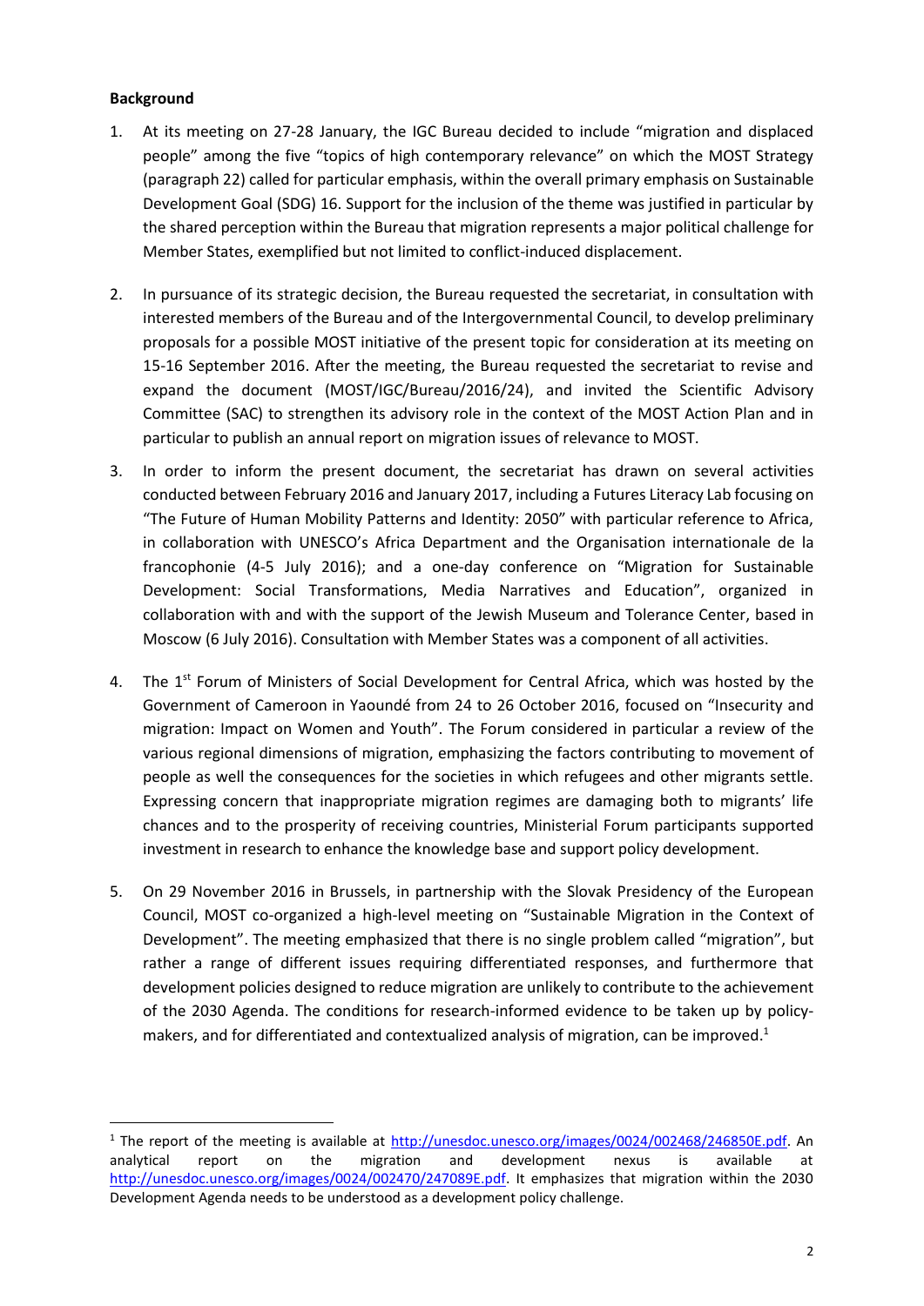**Background**

1. At its meeting on 27-28 January, the IGC Bureau decided to include "migration and displaced people" among the five "topics of high contemporary relevance" on which the MOST Strategy (paragraph 22) called for particular emphasis, within the overall primary emphasis on Sustainable Development Goal (SDG) 16. Support for the inclusion of the theme was justified in particular by the shared perception within the Bureau that migration represents a major political challenge for Member States, exemplified but not limited to conflict-induced displacement.

2. In pursuance of its strategic decision, the Bureau requested the secretariat, in consultation with interested members of the Bureau and of the Intergovernmental Council, to develop preliminary proposals for a possible MOST initiative of the present topic for consideration at its meeting on 15-16 September 2016. After the meeting, the Bureau requested the secretariat to revise and expand the document (MOST/IGC/Bureau/2016/24), and invited the Scientific Advisory Committee (SAC) to strengthen its advisory role in the context of the MOST Action Plan and in particular to publish an annual report on migration issues of relevance to MOST.

3. In order to inform the present document, the secretariat has drawn on several activities conducted between February 2016 and January 2017, including a Futures Literacy Lab focusing on "The Future of Human Mobility Patterns and Identity: 2050" with particular reference to Africa, in collaboration with UNESCO's Africa Department and the Organisation internationale de la francophonie (4-5 July 2016); and a one-day conference on "Migration for Sustainable Development: Social Transformations, Media Narratives and Education", organized in collaboration with and with the support of the Jewish Museum and Tolerance Center, based in Moscow (6 July 2016). Consultation with Member States was a component of all activities.

4. The 1st Forum of Ministers of Social Development for Central Africa, which was hosted by the Government of Cameroon in Yaoundé from 24 to 26 October 2016, focused on "Insecurity and migration: Impact on Women and Youth". The Forum considered in particular a review of the various regional dimensions of migration, emphasizing the factors contributing to movement of people as well the consequences for the societies in which refugees and other migrants settle. Expressing concern that inappropriate migration regimes are damaging both to migrants' life chances and to the prosperity of receiving countries, Ministerial Forum participants supported investment in research to enhance the knowledge base and support policy development.

5. On 29 November 2016 in Brussels, in partnership with the Slovak Presidency of the European Council, MOST co-organized a high-level meeting on "Sustainable Migration in the Context of Development". The meeting emphasized that there is no single problem called "migration", but rather a range of different issues requiring differentiated responses, and furthermore that development policies designed to reduce migration are unlikely to contribute to the achievement of the 2030 Agenda. The conditions for research-informed evidence to be taken up by policy-makers, and for differentiated and contextualized analysis of migration, can be improved.[1]

[1] The report of the meeting is available at http://unesdoc.unesco.org/images/0024/002468/246850E.pdf. An analytical report on the migration and development nexus is available at http://unesdoc.unesco.org/images/0024/002470/247089E.pdf. It emphasizes that migration within the 2030 Development Agenda needs to be understood as a development policy challenge.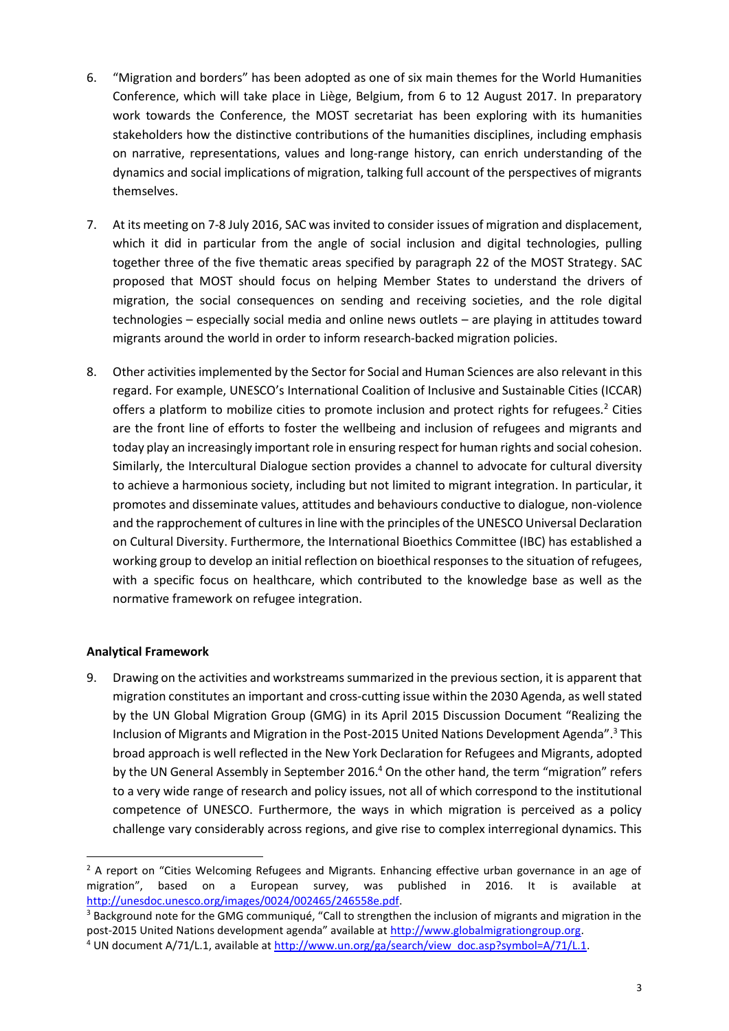6. "Migration and borders" has been adopted as one of six main themes for the World Humanities Conference, which will take place in Liège, Belgium, from 6 to 12 August 2017. In preparatory work towards the Conference, the MOST secretariat has been exploring with its humanities stakeholders how the distinctive contributions of the humanities disciplines, including emphasis on narrative, representations, values and long-range history, can enrich understanding of the dynamics and social implications of migration, talking full account of the perspectives of migrants themselves.

7. At its meeting on 7-8 July 2016, SAC was invited to consider issues of migration and displacement, which it did in particular from the angle of social inclusion and digital technologies, pulling together three of the five thematic areas specified by paragraph 22 of the MOST Strategy. SAC proposed that MOST should focus on helping Member States to understand the drivers of migration, the social consequences on sending and receiving societies, and the role digital technologies – especially social media and online news outlets – are playing in attitudes toward migrants around the world in order to inform research-backed migration policies.

8. Other activities implemented by the Sector for Social and Human Sciences are also relevant in this regard. For example, UNESCO's International Coalition of Inclusive and Sustainable Cities (ICCAR) offers a platform to mobilize cities to promote inclusion and protect rights for refugees.[2] Cities are the front line of efforts to foster the wellbeing and inclusion of refugees and migrants and today play an increasingly important role in ensuring respect for human rights and social cohesion. Similarly, the Intercultural Dialogue section provides a channel to advocate for cultural diversity to achieve a harmonious society, including but not limited to migrant integration. In particular, it promotes and disseminate values, attitudes and behaviours conductive to dialogue, non-violence and the rapprochement of cultures in line with the principles of the UNESCO Universal Declaration on Cultural Diversity. Furthermore, the International Bioethics Committee (IBC) has established a working group to develop an initial reflection on bioethical responses to the situation of refugees, with a specific focus on healthcare, which contributed to the knowledge base as well as the normative framework on refugee integration.

**Analytical Framework**

9. Drawing on the activities and workstreams summarized in the previous section, it is apparent that migration constitutes an important and cross-cutting issue within the 2030 Agenda, as well stated by the UN Global Migration Group (GMG) in its April 2015 Discussion Document "Realizing the Inclusion of Migrants and Migration in the Post-2015 United Nations Development Agenda".[3] This broad approach is well reflected in the New York Declaration for Refugees and Migrants, adopted by the UN General Assembly in September 2016.[4] On the other hand, the term "migration" refers to a very wide range of research and policy issues, not all of which correspond to the institutional competence of UNESCO. Furthermore, the ways in which migration is perceived as a policy challenge vary considerably across regions, and give rise to complex interregional dynamics. This

---

[2] A report on "Cities Welcoming Refugees and Migrants. Enhancing effective urban governance in an age of migration", based on a European survey, was published in 2016. It is available at http://unesdoc.unesco.org/images/0024/002465/246558e.pdf.

[3] Background note for the GMG communiqué, "Call to strengthen the inclusion of migrants and migration in the post-2015 United Nations development agenda" available at http://www.globalmigrationgroup.org.

[4] UN document A/71/L.1, available at http://www.un.org/ga/search/view_doc.asp?symbol=A/71/L.1.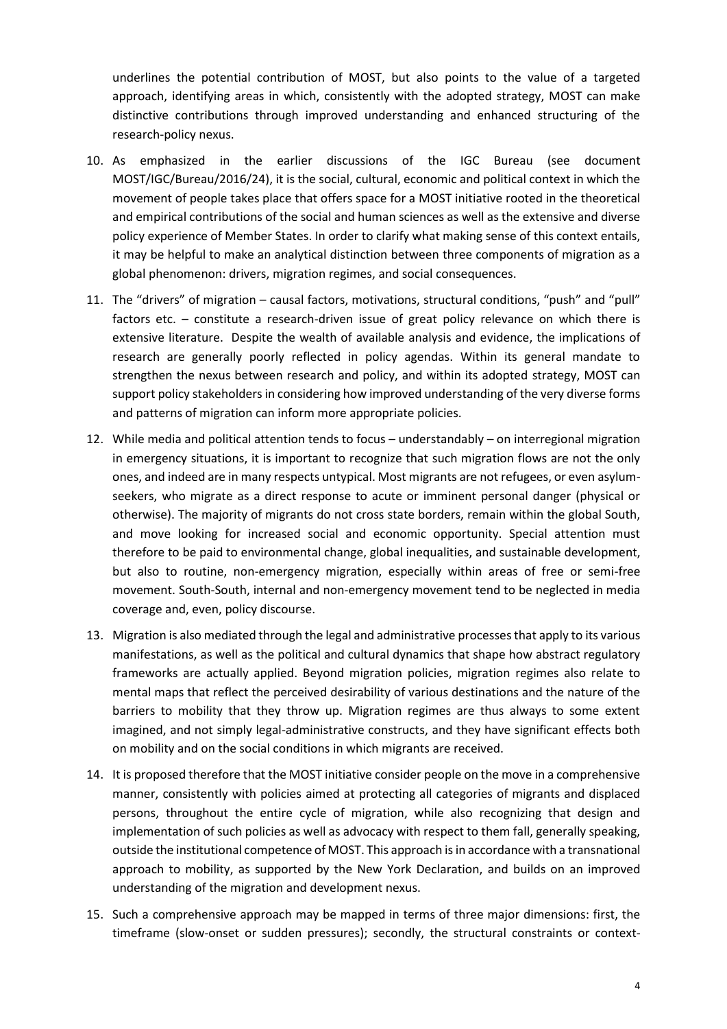underlines the potential contribution of MOST, but also points to the value of a targeted approach, identifying areas in which, consistently with the adopted strategy, MOST can make distinctive contributions through improved understanding and enhanced structuring of the research-policy nexus.

10. As emphasized in the earlier discussions of the IGC Bureau (see document MOST/IGC/Bureau/2016/24), it is the social, cultural, economic and political context in which the movement of people takes place that offers space for a MOST initiative rooted in the theoretical and empirical contributions of the social and human sciences as well as the extensive and diverse policy experience of Member States. In order to clarify what making sense of this context entails, it may be helpful to make an analytical distinction between three components of migration as a global phenomenon: drivers, migration regimes, and social consequences.

11. The "drivers" of migration – causal factors, motivations, structural conditions, "push" and "pull" factors etc. – constitute a research-driven issue of great policy relevance on which there is extensive literature. Despite the wealth of available analysis and evidence, the implications of research are generally poorly reflected in policy agendas. Within its general mandate to strengthen the nexus between research and policy, and within its adopted strategy, MOST can support policy stakeholders in considering how improved understanding of the very diverse forms and patterns of migration can inform more appropriate policies.

12. While media and political attention tends to focus – understandably – on interregional migration in emergency situations, it is important to recognize that such migration flows are not the only ones, and indeed are in many respects untypical. Most migrants are not refugees, or even asylum-seekers, who migrate as a direct response to acute or imminent personal danger (physical or otherwise). The majority of migrants do not cross state borders, remain within the global South, and move looking for increased social and economic opportunity. Special attention must therefore to be paid to environmental change, global inequalities, and sustainable development, but also to routine, non-emergency migration, especially within areas of free or semi-free movement. South-South, internal and non-emergency movement tend to be neglected in media coverage and, even, policy discourse.

13. Migration is also mediated through the legal and administrative processes that apply to its various manifestations, as well as the political and cultural dynamics that shape how abstract regulatory frameworks are actually applied. Beyond migration policies, migration regimes also relate to mental maps that reflect the perceived desirability of various destinations and the nature of the barriers to mobility that they throw up. Migration regimes are thus always to some extent imagined, and not simply legal-administrative constructs, and they have significant effects both on mobility and on the social conditions in which migrants are received.

14. It is proposed therefore that the MOST initiative consider people on the move in a comprehensive manner, consistently with policies aimed at protecting all categories of migrants and displaced persons, throughout the entire cycle of migration, while also recognizing that design and implementation of such policies as well as advocacy with respect to them fall, generally speaking, outside the institutional competence of MOST. This approach is in accordance with a transnational approach to mobility, as supported by the New York Declaration, and builds on an improved understanding of the migration and development nexus.

15. Such a comprehensive approach may be mapped in terms of three major dimensions: first, the timeframe (slow-onset or sudden pressures); secondly, the structural constraints or context-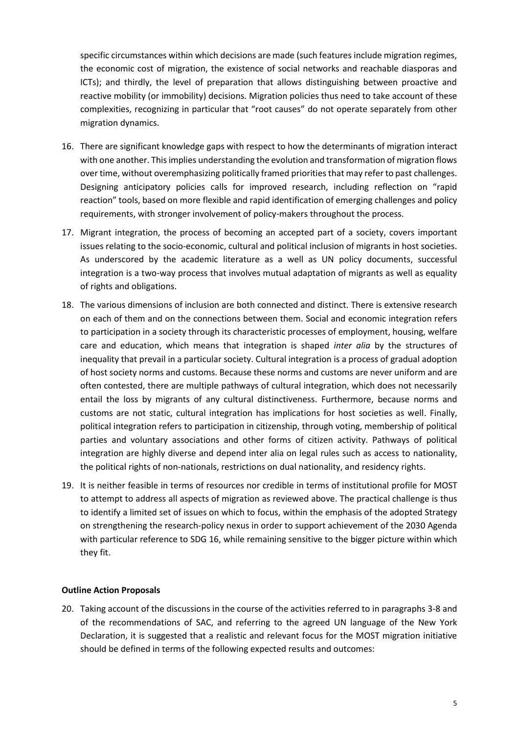specific circumstances within which decisions are made (such features include migration regimes, the economic cost of migration, the existence of social networks and reachable diasporas and ICTs); and thirdly, the level of preparation that allows distinguishing between proactive and reactive mobility (or immobility) decisions. Migration policies thus need to take account of these complexities, recognizing in particular that "root causes" do not operate separately from other migration dynamics.

16. There are significant knowledge gaps with respect to how the determinants of migration interact with one another. This implies understanding the evolution and transformation of migration flows over time, without overemphasizing politically framed priorities that may refer to past challenges. Designing anticipatory policies calls for improved research, including reflection on "rapid reaction" tools, based on more flexible and rapid identification of emerging challenges and policy requirements, with stronger involvement of policy-makers throughout the process.

17. Migrant integration, the process of becoming an accepted part of a society, covers important issues relating to the socio-economic, cultural and political inclusion of migrants in host societies. As underscored by the academic literature as a well as UN policy documents, successful integration is a two-way process that involves mutual adaptation of migrants as well as equality of rights and obligations.

18. The various dimensions of inclusion are both connected and distinct. There is extensive research on each of them and on the connections between them. Social and economic integration refers to participation in a society through its characteristic processes of employment, housing, welfare care and education, which means that integration is shaped *inter alia* by the structures of inequality that prevail in a particular society. Cultural integration is a process of gradual adoption of host society norms and customs. Because these norms and customs are never uniform and are often contested, there are multiple pathways of cultural integration, which does not necessarily entail the loss by migrants of any cultural distinctiveness. Furthermore, because norms and customs are not static, cultural integration has implications for host societies as well. Finally, political integration refers to participation in citizenship, through voting, membership of political parties and voluntary associations and other forms of citizen activity. Pathways of political integration are highly diverse and depend inter alia on legal rules such as access to nationality, the political rights of non-nationals, restrictions on dual nationality, and residency rights.

19. It is neither feasible in terms of resources nor credible in terms of institutional profile for MOST to attempt to address all aspects of migration as reviewed above. The practical challenge is thus to identify a limited set of issues on which to focus, within the emphasis of the adopted Strategy on strengthening the research-policy nexus in order to support achievement of the 2030 Agenda with particular reference to SDG 16, while remaining sensitive to the bigger picture within which they fit.

**Outline Action Proposals**

20. Taking account of the discussions in the course of the activities referred to in paragraphs 3-8 and of the recommendations of SAC, and referring to the agreed UN language of the New York Declaration, it is suggested that a realistic and relevant focus for the MOST migration initiative should be defined in terms of the following expected results and outcomes: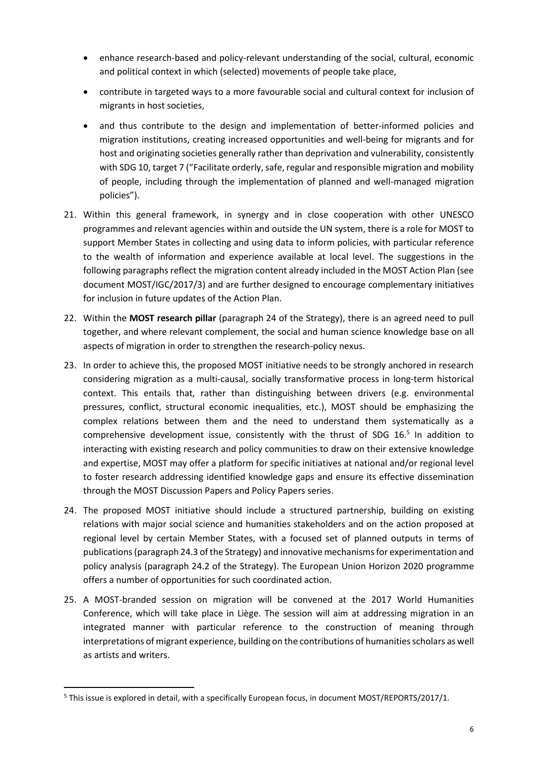- enhance research-based and policy-relevant understanding of the social, cultural, economic and political context in which (selected) movements of people take place,
- contribute in targeted ways to a more favourable social and cultural context for inclusion of migrants in host societies,
- and thus contribute to the design and implementation of better-informed policies and migration institutions, creating increased opportunities and well-being for migrants and for host and originating societies generally rather than deprivation and vulnerability, consistently with SDG 10, target 7 ("Facilitate orderly, safe, regular and responsible migration and mobility of people, including through the implementation of planned and well-managed migration policies").

21. Within this general framework, in synergy and in close cooperation with other UNESCO programmes and relevant agencies within and outside the UN system, there is a role for MOST to support Member States in collecting and using data to inform policies, with particular reference to the wealth of information and experience available at local level. The suggestions in the following paragraphs reflect the migration content already included in the MOST Action Plan (see document MOST/IGC/2017/3) and are further designed to encourage complementary initiatives for inclusion in future updates of the Action Plan.

22. Within the **MOST research pillar** (paragraph 24 of the Strategy), there is an agreed need to pull together, and where relevant complement, the social and human science knowledge base on all aspects of migration in order to strengthen the research-policy nexus.

23. In order to achieve this, the proposed MOST initiative needs to be strongly anchored in research considering migration as a multi-causal, socially transformative process in long-term historical context. This entails that, rather than distinguishing between drivers (e.g. environmental pressures, conflict, structural economic inequalities, etc.), MOST should be emphasizing the complex relations between them and the need to understand them systematically as a comprehensive development issue, consistently with the thrust of SDG 16.[5] In addition to interacting with existing research and policy communities to draw on their extensive knowledge and expertise, MOST may offer a platform for specific initiatives at national and/or regional level to foster research addressing identified knowledge gaps and ensure its effective dissemination through the MOST Discussion Papers and Policy Papers series.

24. The proposed MOST initiative should include a structured partnership, building on existing relations with major social science and humanities stakeholders and on the action proposed at regional level by certain Member States, with a focused set of planned outputs in terms of publications (paragraph 24.3 of the Strategy) and innovative mechanisms for experimentation and policy analysis (paragraph 24.2 of the Strategy). The European Union Horizon 2020 programme offers a number of opportunities for such coordinated action.

25. A MOST-branded session on migration will be convened at the 2017 World Humanities Conference, which will take place in Liège. The session will aim at addressing migration in an integrated manner with particular reference to the construction of meaning through interpretations of migrant experience, building on the contributions of humanities scholars as well as artists and writers.

[5] This issue is explored in detail, with a specifically European focus, in document MOST/REPORTS/2017/1.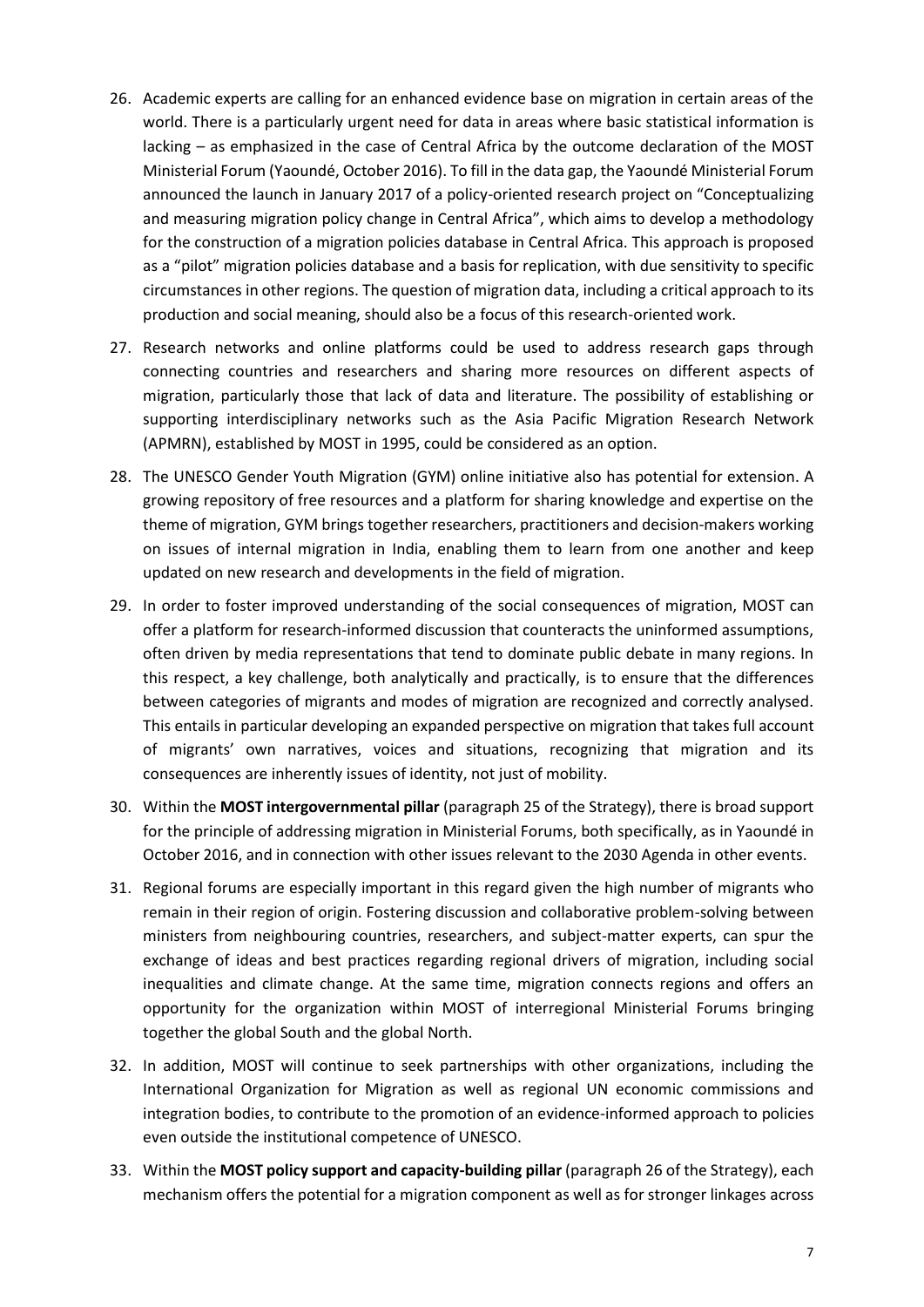26. Academic experts are calling for an enhanced evidence base on migration in certain areas of the world. There is a particularly urgent need for data in areas where basic statistical information is lacking – as emphasized in the case of Central Africa by the outcome declaration of the MOST Ministerial Forum (Yaoundé, October 2016). To fill in the data gap, the Yaoundé Ministerial Forum announced the launch in January 2017 of a policy-oriented research project on "Conceptualizing and measuring migration policy change in Central Africa", which aims to develop a methodology for the construction of a migration policies database in Central Africa. This approach is proposed as a "pilot" migration policies database and a basis for replication, with due sensitivity to specific circumstances in other regions. The question of migration data, including a critical approach to its production and social meaning, should also be a focus of this research-oriented work.

27. Research networks and online platforms could be used to address research gaps through connecting countries and researchers and sharing more resources on different aspects of migration, particularly those that lack of data and literature. The possibility of establishing or supporting interdisciplinary networks such as the Asia Pacific Migration Research Network (APMRN), established by MOST in 1995, could be considered as an option.

28. The UNESCO Gender Youth Migration (GYM) online initiative also has potential for extension. A growing repository of free resources and a platform for sharing knowledge and expertise on the theme of migration, GYM brings together researchers, practitioners and decision-makers working on issues of internal migration in India, enabling them to learn from one another and keep updated on new research and developments in the field of migration.

29. In order to foster improved understanding of the social consequences of migration, MOST can offer a platform for research-informed discussion that counteracts the uninformed assumptions, often driven by media representations that tend to dominate public debate in many regions. In this respect, a key challenge, both analytically and practically, is to ensure that the differences between categories of migrants and modes of migration are recognized and correctly analysed. This entails in particular developing an expanded perspective on migration that takes full account of migrants' own narratives, voices and situations, recognizing that migration and its consequences are inherently issues of identity, not just of mobility.

30. Within the **MOST intergovernmental pillar** (paragraph 25 of the Strategy), there is broad support for the principle of addressing migration in Ministerial Forums, both specifically, as in Yaoundé in October 2016, and in connection with other issues relevant to the 2030 Agenda in other events.

31. Regional forums are especially important in this regard given the high number of migrants who remain in their region of origin. Fostering discussion and collaborative problem-solving between ministers from neighbouring countries, researchers, and subject-matter experts, can spur the exchange of ideas and best practices regarding regional drivers of migration, including social inequalities and climate change. At the same time, migration connects regions and offers an opportunity for the organization within MOST of interregional Ministerial Forums bringing together the global South and the global North.

32. In addition, MOST will continue to seek partnerships with other organizations, including the International Organization for Migration as well as regional UN economic commissions and integration bodies, to contribute to the promotion of an evidence-informed approach to policies even outside the institutional competence of UNESCO.

33. Within the **MOST policy support and capacity-building pillar** (paragraph 26 of the Strategy), each mechanism offers the potential for a migration component as well as for stronger linkages across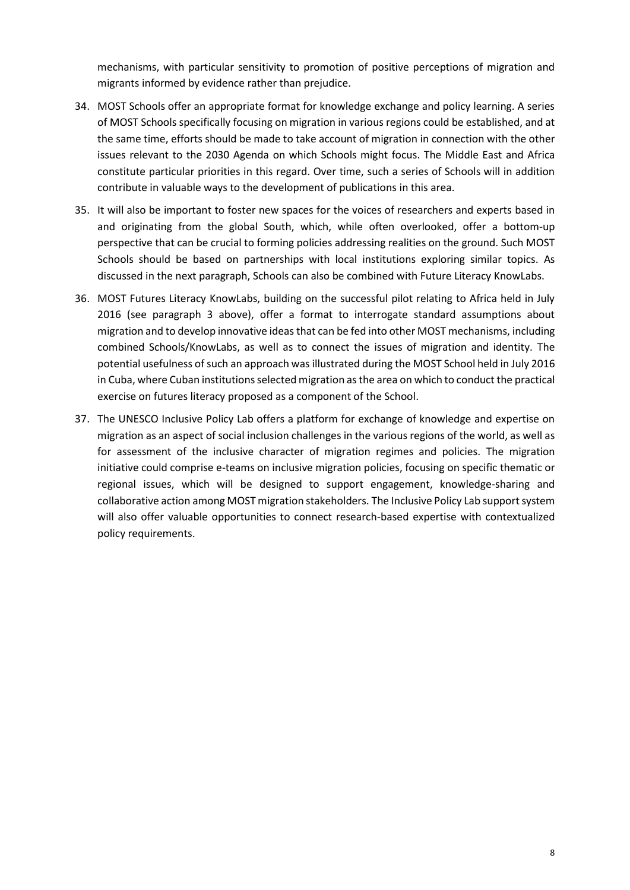mechanisms, with particular sensitivity to promotion of positive perceptions of migration and migrants informed by evidence rather than prejudice.

34. MOST Schools offer an appropriate format for knowledge exchange and policy learning. A series of MOST Schools specifically focusing on migration in various regions could be established, and at the same time, efforts should be made to take account of migration in connection with the other issues relevant to the 2030 Agenda on which Schools might focus. The Middle East and Africa constitute particular priorities in this regard. Over time, such a series of Schools will in addition contribute in valuable ways to the development of publications in this area.

35. It will also be important to foster new spaces for the voices of researchers and experts based in and originating from the global South, which, while often overlooked, offer a bottom-up perspective that can be crucial to forming policies addressing realities on the ground. Such MOST Schools should be based on partnerships with local institutions exploring similar topics. As discussed in the next paragraph, Schools can also be combined with Future Literacy KnowLabs.

36. MOST Futures Literacy KnowLabs, building on the successful pilot relating to Africa held in July 2016 (see paragraph 3 above), offer a format to interrogate standard assumptions about migration and to develop innovative ideas that can be fed into other MOST mechanisms, including combined Schools/KnowLabs, as well as to connect the issues of migration and identity. The potential usefulness of such an approach was illustrated during the MOST School held in July 2016 in Cuba, where Cuban institutions selected migration as the area on which to conduct the practical exercise on futures literacy proposed as a component of the School.

37. The UNESCO Inclusive Policy Lab offers a platform for exchange of knowledge and expertise on migration as an aspect of social inclusion challenges in the various regions of the world, as well as for assessment of the inclusive character of migration regimes and policies. The migration initiative could comprise e-teams on inclusive migration policies, focusing on specific thematic or regional issues, which will be designed to support engagement, knowledge-sharing and collaborative action among MOST migration stakeholders. The Inclusive Policy Lab support system will also offer valuable opportunities to connect research-based expertise with contextualized policy requirements.